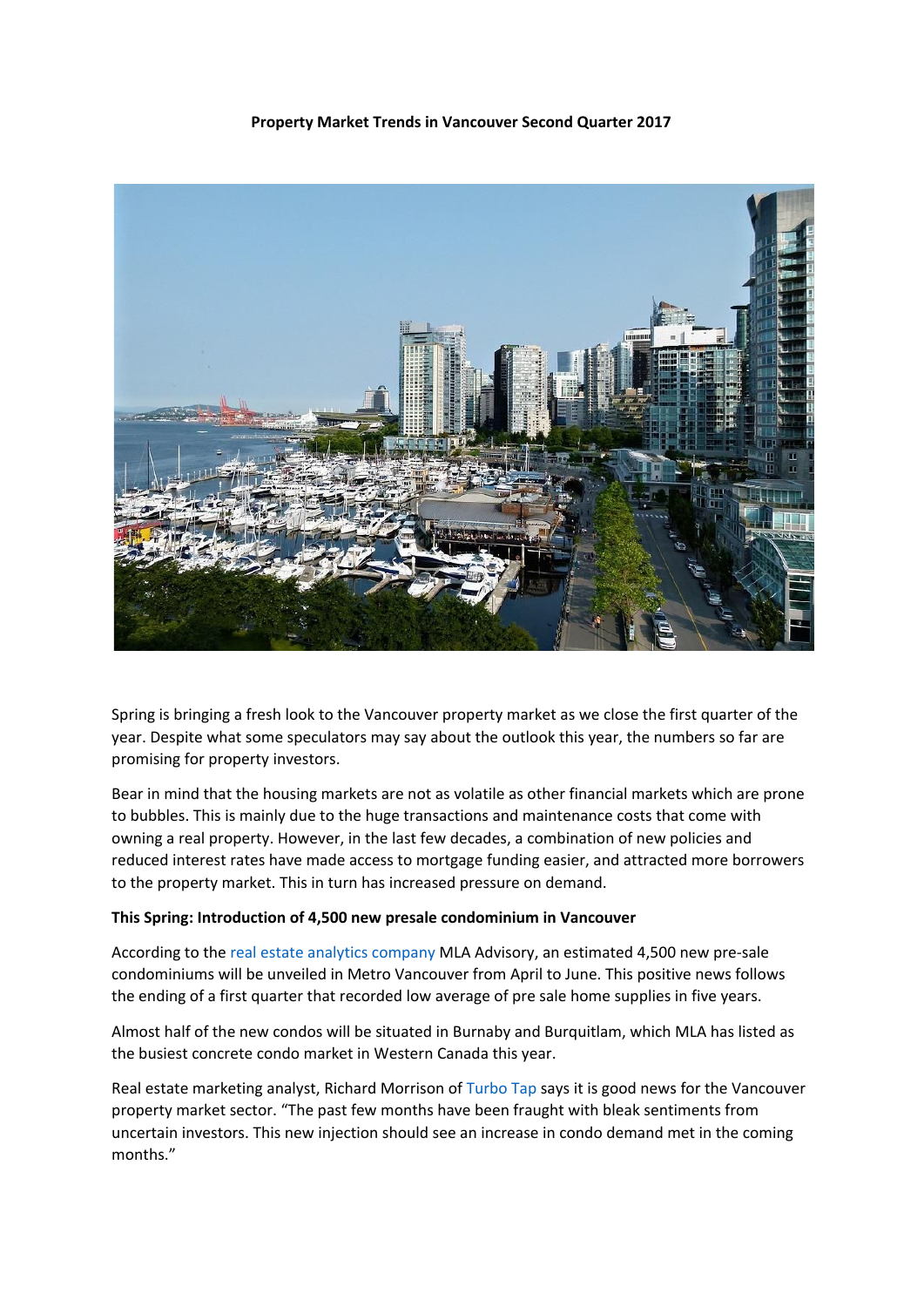**Property Market Trends in Vancouver Second Quarter 2017**

Spring is bringing a fresh look to the Vancouver property market as we close the first quarter of the year. Despite what some speculators may say about the outlook this year, the numbers so far are promising for property investors.

Bear in mind that the housing markets are not as volatile as other financial markets which are prone to bubbles. This is mainly due to the huge transactions and maintenance costs that come with owning a real property. However, in the last few decades, a combination of new policies and reduced interest rates have made access to mortgage funding easier, and attracted more borrowers to the property market. This in turn has increased pressure on demand.

**This Spring: Introduction of 4,500 new presale condominium in Vancouver**

According to the real estate analytics company MLA Advisory, an estimated 4,500 new pre-sale condominiums will be unveiled in Metro Vancouver from April to June. This positive news follows the ending of a first quarter that recorded low average of pre sale home supplies in five years.

Almost half of the new condos will be situated in Burnaby and Burquitlam, which MLA has listed as the busiest concrete condo market in Western Canada this year.

Real estate marketing analyst, Richard Morrison of Turbo Tap says it is good news for the Vancouver property market sector. “The past few months have been fraught with bleak sentiments from uncertain investors. This new injection should see an increase in condo demand met in the coming months.”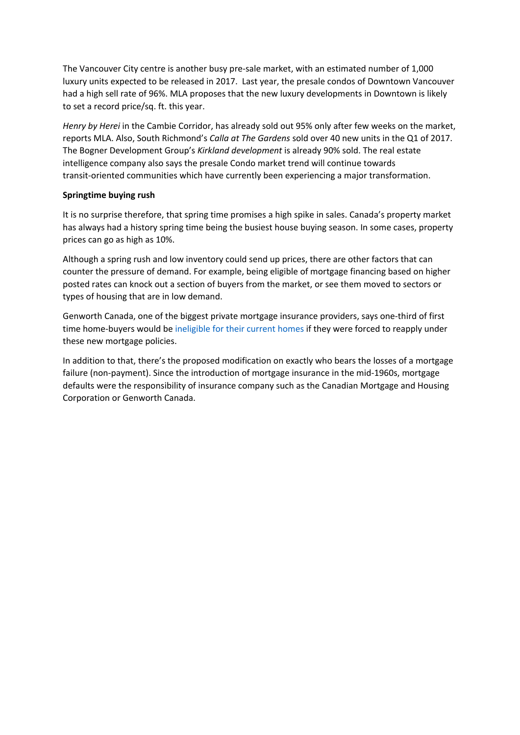The Vancouver City centre is another busy pre-sale market, with an estimated number of 1,000 luxury units expected to be released in 2017. Last year, the presale condos of Downtown Vancouver had a high sell rate of 96%. MLA proposes that the new luxury developments in Downtown is likely to set a record price/sq. ft. this year.

*Henry by Herei* in the Cambie Corridor, has already sold out 95% only after few weeks on the market, reports MLA. Also, South Richmond's *Calla at The Gardens* sold over 40 new units in the Q1 of 2017. The Bogner Development Group's *Kirkland development* is already 90% sold. The real estate intelligence company also says the presale Condo market trend will continue towards transit-oriented communities which have currently been experiencing a major transformation.

**Springtime buying rush**

It is no surprise therefore, that spring time promises a high spike in sales. Canada's property market has always had a history spring time being the busiest house buying season. In some cases, property prices can go as high as 10%.

Although a spring rush and low inventory could send up prices, there are other factors that can counter the pressure of demand. For example, being eligible of mortgage financing based on higher posted rates can knock out a section of buyers from the market, or see them moved to sectors or types of housing that are in low demand.

Genworth Canada, one of the biggest private mortgage insurance providers, says one-third of first time home-buyers would be ineligible for their current homes if they were forced to reapply under these new mortgage policies.

In addition to that, there's the proposed modification on exactly who bears the losses of a mortgage failure (non-payment). Since the introduction of mortgage insurance in the mid-1960s, mortgage defaults were the responsibility of insurance company such as the Canadian Mortgage and Housing Corporation or Genworth Canada.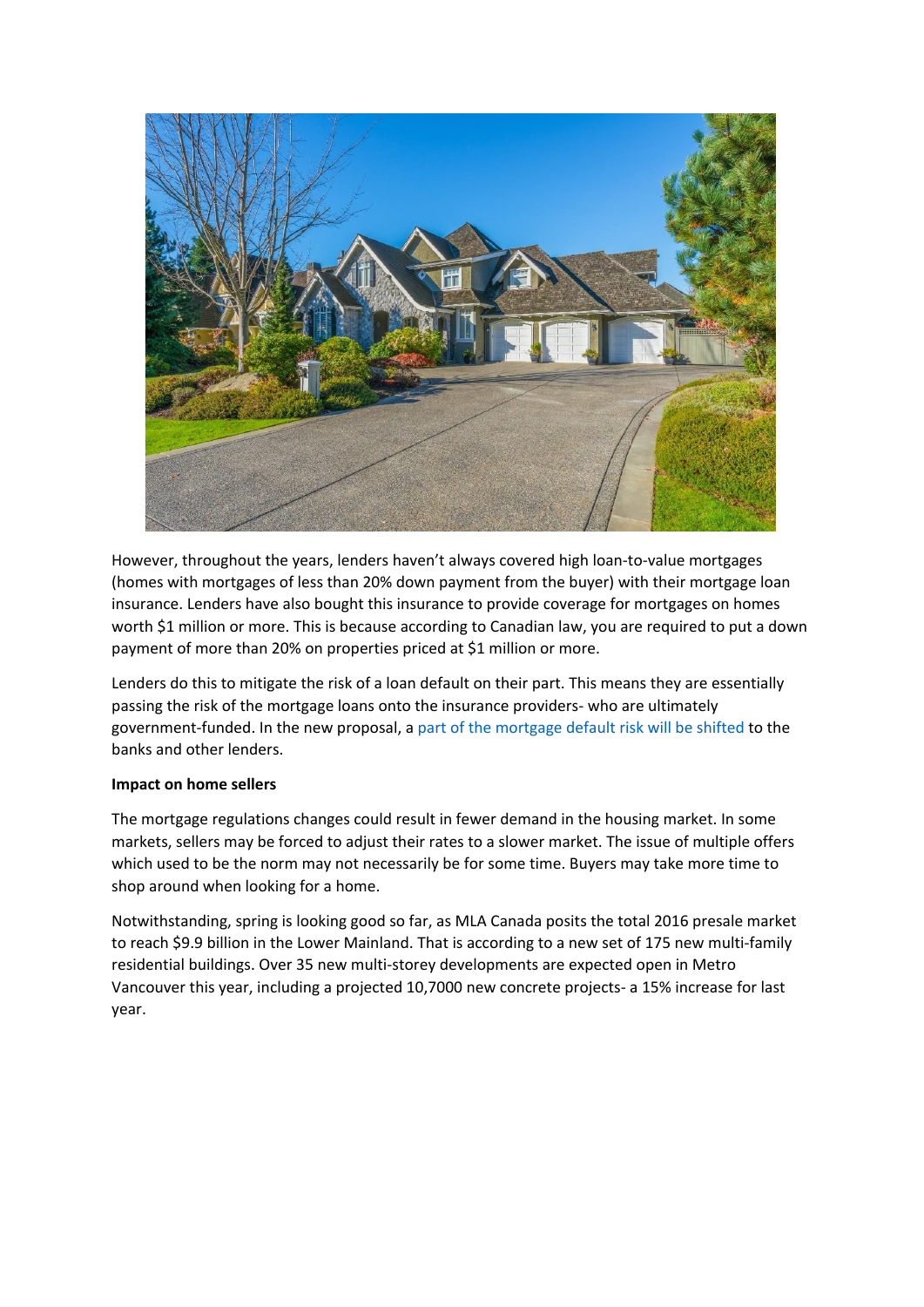However, throughout the years, lenders haven't always covered high loan-to-value mortgages (homes with mortgages of less than 20% down payment from the buyer) with their mortgage loan insurance. Lenders have also bought this insurance to provide coverage for mortgages on homes worth $1 million or more. This is because according to Canadian law, you are required to put a down payment of more than 20% on properties priced at $1 million or more.

Lenders do this to mitigate the risk of a loan default on their part. This means they are essentially passing the risk of the mortgage loans onto the insurance providers- who are ultimately government-funded. In the new proposal, a part of the mortgage default risk will be shifted to the banks and other lenders.

**Impact on home sellers**

The mortgage regulations changes could result in fewer demand in the housing market. In some markets, sellers may be forced to adjust their rates to a slower market. The issue of multiple offers which used to be the norm may not necessarily be for some time. Buyers may take more time to shop around when looking for a home.

Notwithstanding, spring is looking good so far, as MLA Canada posits the total 2016 presale market to reach $9.9 billion in the Lower Mainland. That is according to a new set of 175 new multi-family residential buildings. Over 35 new multi-storey developments are expected open in Metro Vancouver this year, including a projected 10,7000 new concrete projects- a 15% increase for last year.